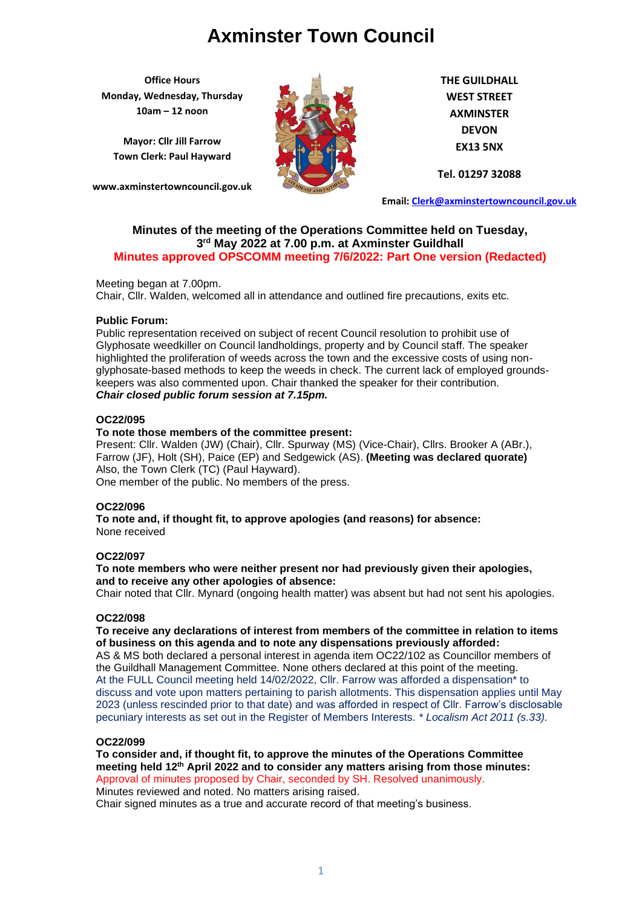# Axminster Town Council

**Office Hours**
**Monday, Wednesday, Thursday**
**10am – 12 noon**

**Mayor: Cllr Jill Farrow**
**Town Clerk: Paul Hayward**

**www.axminstertowncouncil.gov.uk**

**THE GUILDHALL**
**WEST STREET**
**AXMINSTER**
**DEVON**
**EX13 5NX**

**Tel. 01297 32088**

**Email: Clerk@axminstertowncouncil.gov.uk**

## Minutes of the meeting of the Operations Committee held on Tuesday, 3rd May 2022 at 7.00 p.m. at Axminster Guildhall

**Minutes approved OPSCOMM meeting 7/6/2022: Part One version (Redacted)**

Meeting began at 7.00pm.
Chair, Cllr. Walden, welcomed all in attendance and outlined fire precautions, exits etc.

**Public Forum:**
Public representation received on subject of recent Council resolution to prohibit use of Glyphosate weedkiller on Council landholdings, property and by Council staff. The speaker highlighted the proliferation of weeds across the town and the excessive costs of using non-glyphosate-based methods to keep the weeds in check. The current lack of employed grounds-keepers was also commented upon. Chair thanked the speaker for their contribution.
***Chair closed public forum session at 7.15pm.***

**OC22/095**
**To note those members of the committee present:**
Present: Cllr. Walden (JW) (Chair), Cllr. Spurway (MS) (Vice-Chair), Cllrs. Brooker A (ABr.), Farrow (JF), Holt (SH), Paice (EP) and Sedgewick (AS). **(Meeting was declared quorate)**
Also, the Town Clerk (TC) (Paul Hayward).
One member of the public. No members of the press.

**OC22/096**
**To note and, if thought fit, to approve apologies (and reasons) for absence:**
None received

**OC22/097**
**To note members who were neither present nor had previously given their apologies, and to receive any other apologies of absence:**
Chair noted that Cllr. Mynard (ongoing health matter) was absent but had not sent his apologies.

**OC22/098**
**To receive any declarations of interest from members of the committee in relation to items of business on this agenda and to note any dispensations previously afforded:**
AS & MS both declared a personal interest in agenda item OC22/102 as Councillor members of the Guildhall Management Committee. None others declared at this point of the meeting.
At the FULL Council meeting held 14/02/2022, Cllr. Farrow was afforded a dispensation* to discuss and vote upon matters pertaining to parish allotments. This dispensation applies until May 2023 (unless rescinded prior to that date) and was afforded in respect of Cllr. Farrow's disclosable pecuniary interests as set out in the Register of Members Interests. *\* Localism Act 2011 (s.33).*

**OC22/099**
**To consider and, if thought fit, to approve the minutes of the Operations Committee meeting held 12th April 2022 and to consider any matters arising from those minutes:**
Approval of minutes proposed by Chair, seconded by SH. Resolved unanimously.
Minutes reviewed and noted. No matters arising raised.
Chair signed minutes as a true and accurate record of that meeting's business.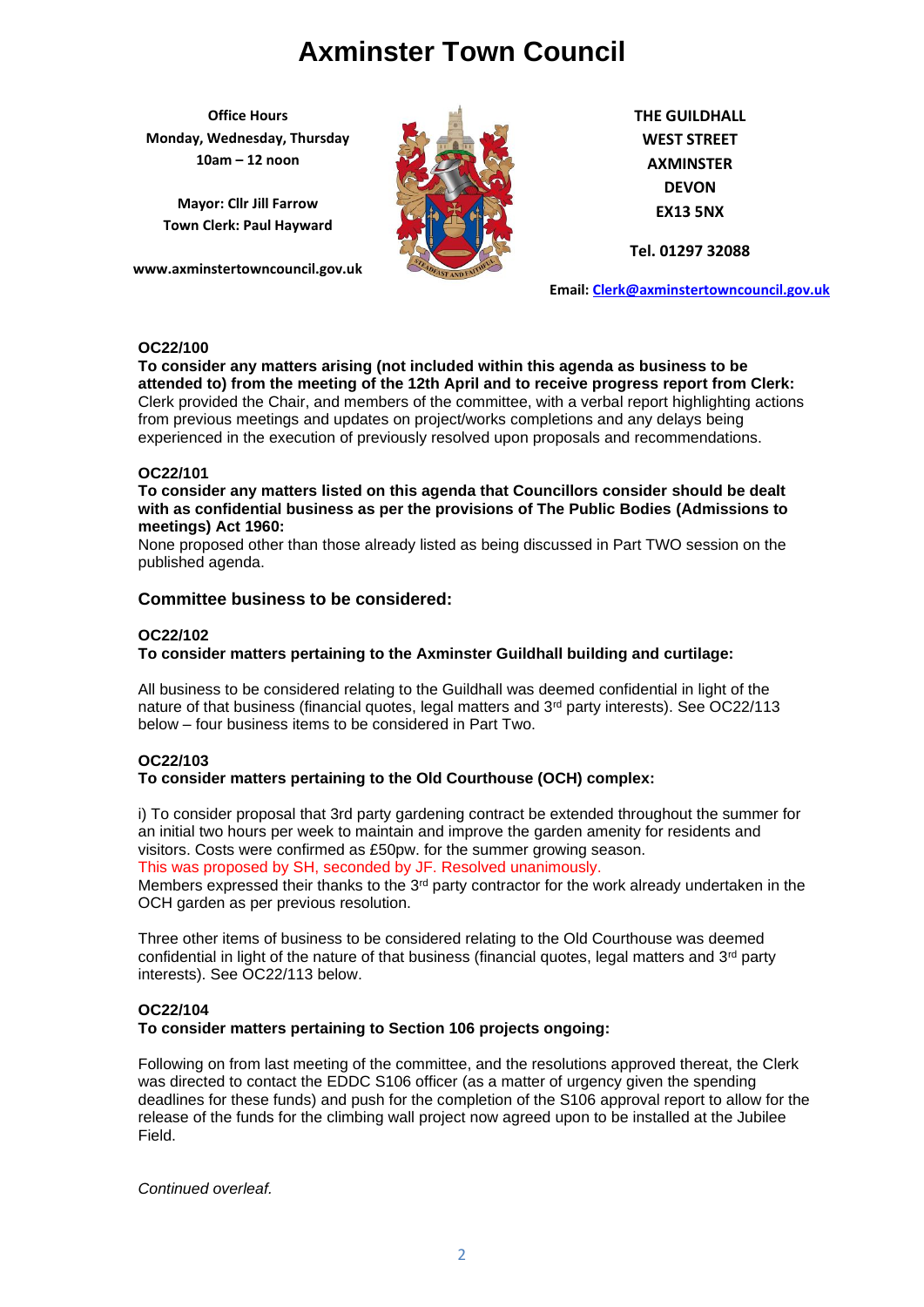# Axminster Town Council

**Office Hours**
**Monday, Wednesday, Thursday**
**10am – 12 noon**

**Mayor: Cllr Jill Farrow**
**Town Clerk: Paul Hayward**

**www.axminstertowncouncil.gov.uk**

**THE GUILDHALL**
**WEST STREET**
**AXMINSTER**
**DEVON**
**EX13 5NX**

**Tel. 01297 32088**

**Email: Clerk@axminstertowncouncil.gov.uk**

**OC22/100**
**To consider any matters arising (not included within this agenda as business to be attended to) from the meeting of the 12th April and to receive progress report from Clerk:**
Clerk provided the Chair, and members of the committee, with a verbal report highlighting actions from previous meetings and updates on project/works completions and any delays being experienced in the execution of previously resolved upon proposals and recommendations.

**OC22/101**
**To consider any matters listed on this agenda that Councillors consider should be dealt with as confidential business as per the provisions of The Public Bodies (Admissions to meetings) Act 1960:**
None proposed other than those already listed as being discussed in Part TWO session on the published agenda.

### Committee business to be considered:

**OC22/102**
**To consider matters pertaining to the Axminster Guildhall building and curtilage:**

All business to be considered relating to the Guildhall was deemed confidential in light of the nature of that business (financial quotes, legal matters and 3rd party interests). See OC22/113 below – four business items to be considered in Part Two.

**OC22/103**
**To consider matters pertaining to the Old Courthouse (OCH) complex:**

i) To consider proposal that 3rd party gardening contract be extended throughout the summer for an initial two hours per week to maintain and improve the garden amenity for residents and visitors. Costs were confirmed as £50pw. for the summer growing season.
This was proposed by SH, seconded by JF. Resolved unanimously.
Members expressed their thanks to the 3rd party contractor for the work already undertaken in the OCH garden as per previous resolution.

Three other items of business to be considered relating to the Old Courthouse was deemed confidential in light of the nature of that business (financial quotes, legal matters and 3rd party interests). See OC22/113 below.

**OC22/104**
**To consider matters pertaining to Section 106 projects ongoing:**

Following on from last meeting of the committee, and the resolutions approved thereat, the Clerk was directed to contact the EDDC S106 officer (as a matter of urgency given the spending deadlines for these funds) and push for the completion of the S106 approval report to allow for the release of the funds for the climbing wall project now agreed upon to be installed at the Jubilee Field.

*Continued overleaf.*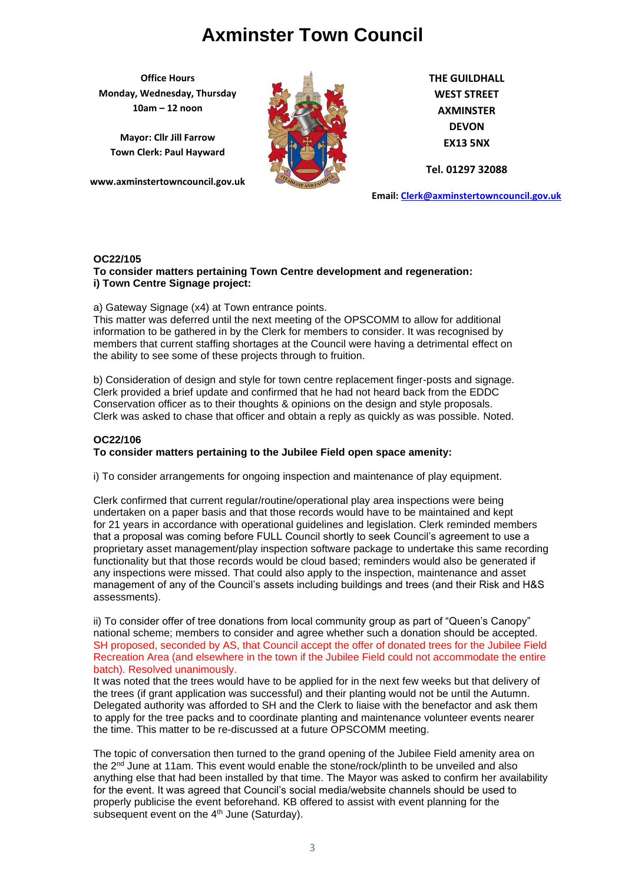# Axminster Town Council

**Office Hours**
**Monday, Wednesday, Thursday**
**10am – 12 noon**

**Mayor: Cllr Jill Farrow**
**Town Clerk: Paul Hayward**

**www.axminstertowncouncil.gov.uk**

**THE GUILDHALL**
**WEST STREET**
**AXMINSTER**
**DEVON**
**EX13 5NX**

**Tel. 01297 32088**

**Email: Clerk@axminstertowncouncil.gov.uk**

**OC22/105**
**To consider matters pertaining Town Centre development and regeneration:**
**i) Town Centre Signage project:**

a) Gateway Signage (x4) at Town entrance points.
This matter was deferred until the next meeting of the OPSCOMM to allow for additional information to be gathered in by the Clerk for members to consider. It was recognised by members that current staffing shortages at the Council were having a detrimental effect on the ability to see some of these projects through to fruition.

b) Consideration of design and style for town centre replacement finger-posts and signage. Clerk provided a brief update and confirmed that he had not heard back from the EDDC Conservation officer as to their thoughts & opinions on the design and style proposals. Clerk was asked to chase that officer and obtain a reply as quickly as was possible. Noted.

**OC22/106**
**To consider matters pertaining to the Jubilee Field open space amenity:**

i) To consider arrangements for ongoing inspection and maintenance of play equipment.

Clerk confirmed that current regular/routine/operational play area inspections were being undertaken on a paper basis and that those records would have to be maintained and kept for 21 years in accordance with operational guidelines and legislation. Clerk reminded members that a proposal was coming before FULL Council shortly to seek Council's agreement to use a proprietary asset management/play inspection software package to undertake this same recording functionality but that those records would be cloud based; reminders would also be generated if any inspections were missed. That could also apply to the inspection, maintenance and asset management of any of the Council's assets including buildings and trees (and their Risk and H&S assessments).

ii) To consider offer of tree donations from local community group as part of "Queen's Canopy" national scheme; members to consider and agree whether such a donation should be accepted.
SH proposed, seconded by AS, that Council accept the offer of donated trees for the Jubilee Field Recreation Area (and elsewhere in the town if the Jubilee Field could not accommodate the entire batch). Resolved unanimously.
It was noted that the trees would have to be applied for in the next few weeks but that delivery of the trees (if grant application was successful) and their planting would not be until the Autumn. Delegated authority was afforded to SH and the Clerk to liaise with the benefactor and ask them to apply for the tree packs and to coordinate planting and maintenance volunteer events nearer the time. This matter to be re-discussed at a future OPSCOMM meeting.

The topic of conversation then turned to the grand opening of the Jubilee Field amenity area on the 2nd June at 11am. This event would enable the stone/rock/plinth to be unveiled and also anything else that had been installed by that time. The Mayor was asked to confirm her availability for the event. It was agreed that Council's social media/website channels should be used to properly publicise the event beforehand. KB offered to assist with event planning for the subsequent event on the 4th June (Saturday).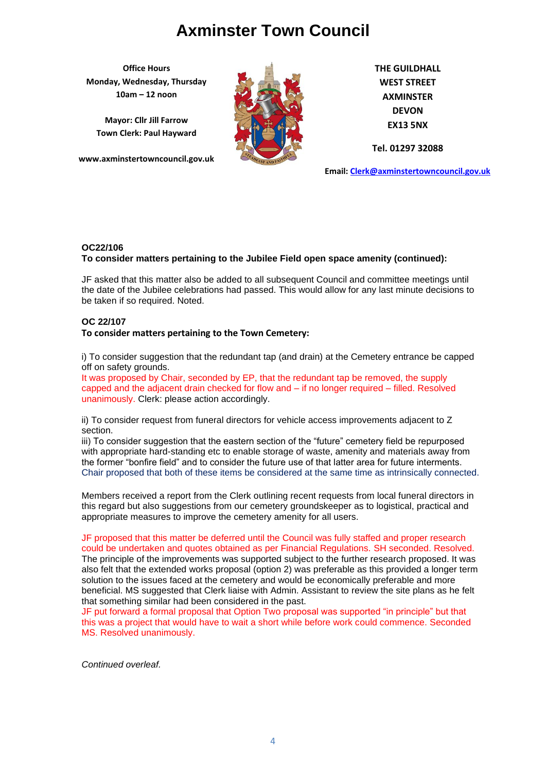# Axminster Town Council

**Office Hours**
**Monday, Wednesday, Thursday**
**10am – 12 noon**

**Mayor: Cllr Jill Farrow**
**Town Clerk: Paul Hayward**

**www.axminstertowncouncil.gov.uk**

**THE GUILDHALL**
**WEST STREET**
**AXMINSTER**
**DEVON**
**EX13 5NX**

**Tel. 01297 32088**

**Email: Clerk@axminstertowncouncil.gov.uk**

**OC22/106**
**To consider matters pertaining to the Jubilee Field open space amenity (continued):**

JF asked that this matter also be added to all subsequent Council and committee meetings until the date of the Jubilee celebrations had passed. This would allow for any last minute decisions to be taken if so required. Noted.

**OC 22/107**
**To consider matters pertaining to the Town Cemetery:**

i) To consider suggestion that the redundant tap (and drain) at the Cemetery entrance be capped off on safety grounds.
It was proposed by Chair, seconded by EP, that the redundant tap be removed, the supply capped and the adjacent drain checked for flow and – if no longer required – filled. Resolved unanimously. Clerk: please action accordingly.

ii) To consider request from funeral directors for vehicle access improvements adjacent to Z section.
iii) To consider suggestion that the eastern section of the "future" cemetery field be repurposed with appropriate hard-standing etc to enable storage of waste, amenity and materials away from the former "bonfire field" and to consider the future use of that latter area for future interments.
Chair proposed that both of these items be considered at the same time as intrinsically connected.

Members received a report from the Clerk outlining recent requests from local funeral directors in this regard but also suggestions from our cemetery groundskeeper as to logistical, practical and appropriate measures to improve the cemetery amenity for all users.

JF proposed that this matter be deferred until the Council was fully staffed and proper research could be undertaken and quotes obtained as per Financial Regulations. SH seconded. Resolved.
The principle of the improvements was supported subject to the further research proposed. It was also felt that the extended works proposal (option 2) was preferable as this provided a longer term solution to the issues faced at the cemetery and would be economically preferable and more beneficial. MS suggested that Clerk liaise with Admin. Assistant to review the site plans as he felt that something similar had been considered in the past.
JF put forward a formal proposal that Option Two proposal was supported "in principle" but that this was a project that would have to wait a short while before work could commence. Seconded MS. Resolved unanimously.

*Continued overleaf.*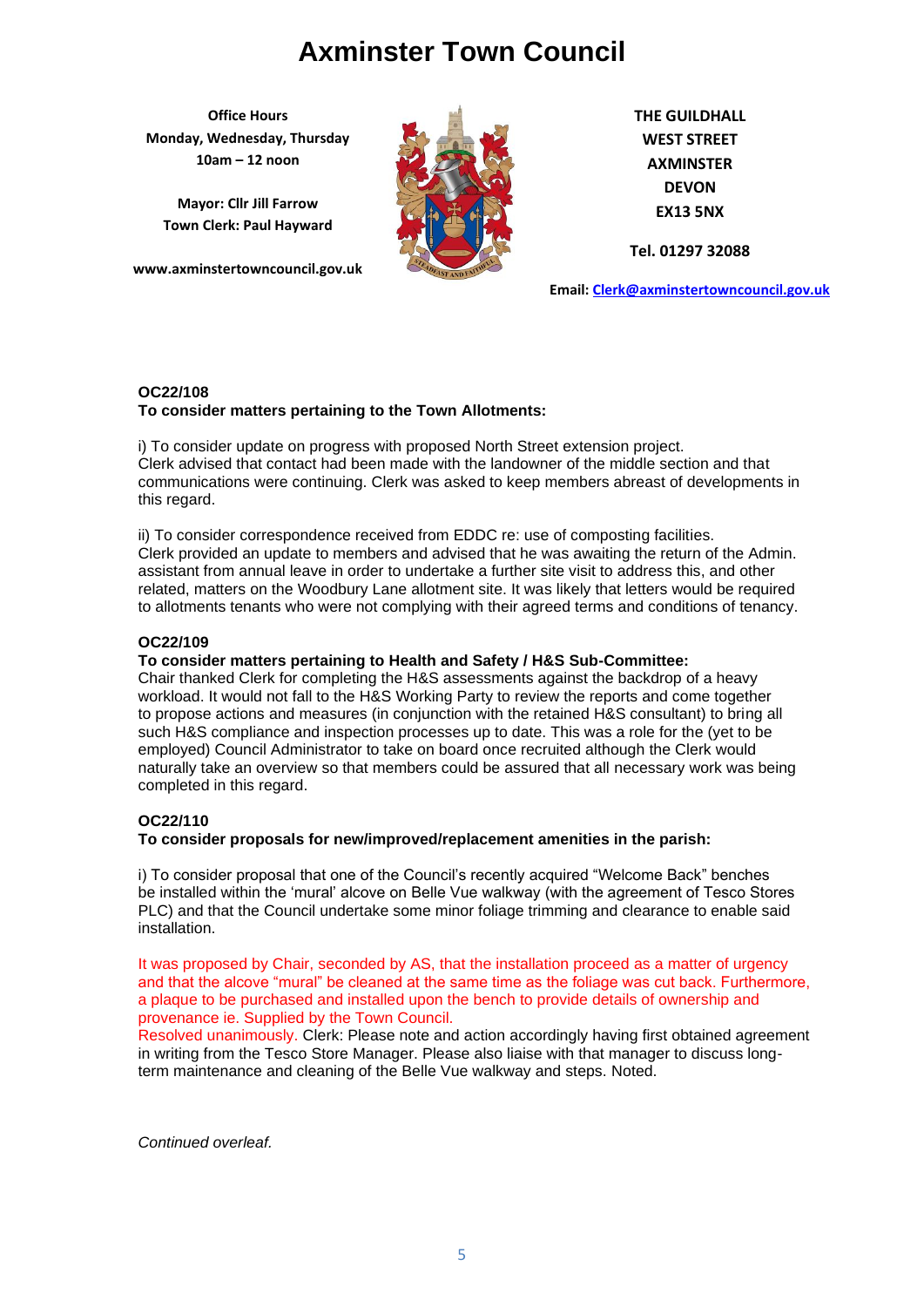# Axminster Town Council

**Office Hours**
**Monday, Wednesday, Thursday**
**10am – 12 noon**

**Mayor: Cllr Jill Farrow**
**Town Clerk: Paul Hayward**

**www.axminstertowncouncil.gov.uk**

**THE GUILDHALL**
**WEST STREET**
**AXMINSTER**
**DEVON**
**EX13 5NX**

**Tel. 01297 32088**

**Email: Clerk@axminstertowncouncil.gov.uk**

**OC22/108**
**To consider matters pertaining to the Town Allotments:**

i) To consider update on progress with proposed North Street extension project.
Clerk advised that contact had been made with the landowner of the middle section and that communications were continuing. Clerk was asked to keep members abreast of developments in this regard.

ii) To consider correspondence received from EDDC re: use of composting facilities.
Clerk provided an update to members and advised that he was awaiting the return of the Admin. assistant from annual leave in order to undertake a further site visit to address this, and other related, matters on the Woodbury Lane allotment site. It was likely that letters would be required to allotments tenants who were not complying with their agreed terms and conditions of tenancy.

**OC22/109**
**To consider matters pertaining to Health and Safety / H&S Sub-Committee:**
Chair thanked Clerk for completing the H&S assessments against the backdrop of a heavy workload. It would not fall to the H&S Working Party to review the reports and come together to propose actions and measures (in conjunction with the retained H&S consultant) to bring all such H&S compliance and inspection processes up to date. This was a role for the (yet to be employed) Council Administrator to take on board once recruited although the Clerk would naturally take an overview so that members could be assured that all necessary work was being completed in this regard.

**OC22/110**
**To consider proposals for new/improved/replacement amenities in the parish:**

i) To consider proposal that one of the Council's recently acquired "Welcome Back" benches be installed within the 'mural' alcove on Belle Vue walkway (with the agreement of Tesco Stores PLC) and that the Council undertake some minor foliage trimming and clearance to enable said installation.

It was proposed by Chair, seconded by AS, that the installation proceed as a matter of urgency and that the alcove "mural" be cleaned at the same time as the foliage was cut back. Furthermore, a plaque to be purchased and installed upon the bench to provide details of ownership and provenance ie. Supplied by the Town Council.
Resolved unanimously. Clerk: Please note and action accordingly having first obtained agreement in writing from the Tesco Store Manager. Please also liaise with that manager to discuss long-term maintenance and cleaning of the Belle Vue walkway and steps. Noted.

*Continued overleaf.*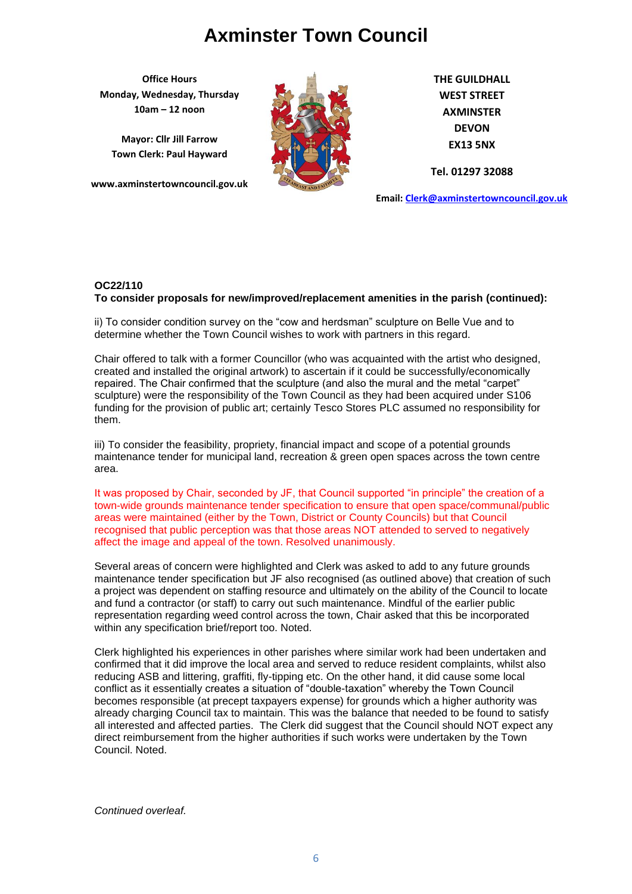# Axminster Town Council

**Office Hours**
**Monday, Wednesday, Thursday**
**10am – 12 noon**

**Mayor: Cllr Jill Farrow**
**Town Clerk: Paul Hayward**

**www.axminstertowncouncil.gov.uk**

**THE GUILDHALL**
**WEST STREET**
**AXMINSTER**
**DEVON**
**EX13 5NX**

**Tel. 01297 32088**

**Email: Clerk@axminstertowncouncil.gov.uk**

**OC22/110**
**To consider proposals for new/improved/replacement amenities in the parish (continued):**

ii) To consider condition survey on the "cow and herdsman" sculpture on Belle Vue and to determine whether the Town Council wishes to work with partners in this regard.

Chair offered to talk with a former Councillor (who was acquainted with the artist who designed, created and installed the original artwork) to ascertain if it could be successfully/economically repaired. The Chair confirmed that the sculpture (and also the mural and the metal "carpet" sculpture) were the responsibility of the Town Council as they had been acquired under S106 funding for the provision of public art; certainly Tesco Stores PLC assumed no responsibility for them.

iii) To consider the feasibility, propriety, financial impact and scope of a potential grounds maintenance tender for municipal land, recreation & green open spaces across the town centre area.

It was proposed by Chair, seconded by JF, that Council supported "in principle" the creation of a town-wide grounds maintenance tender specification to ensure that open space/communal/public areas were maintained (either by the Town, District or County Councils) but that Council recognised that public perception was that those areas NOT attended to served to negatively affect the image and appeal of the town. Resolved unanimously.

Several areas of concern were highlighted and Clerk was asked to add to any future grounds maintenance tender specification but JF also recognised (as outlined above) that creation of such a project was dependent on staffing resource and ultimately on the ability of the Council to locate and fund a contractor (or staff) to carry out such maintenance. Mindful of the earlier public representation regarding weed control across the town, Chair asked that this be incorporated within any specification brief/report too. Noted.

Clerk highlighted his experiences in other parishes where similar work had been undertaken and confirmed that it did improve the local area and served to reduce resident complaints, whilst also reducing ASB and littering, graffiti, fly-tipping etc. On the other hand, it did cause some local conflict as it essentially creates a situation of "double-taxation" whereby the Town Council becomes responsible (at precept taxpayers expense) for grounds which a higher authority was already charging Council tax to maintain. This was the balance that needed to be found to satisfy all interested and affected parties. The Clerk did suggest that the Council should NOT expect any direct reimbursement from the higher authorities if such works were undertaken by the Town Council. Noted.

*Continued overleaf.*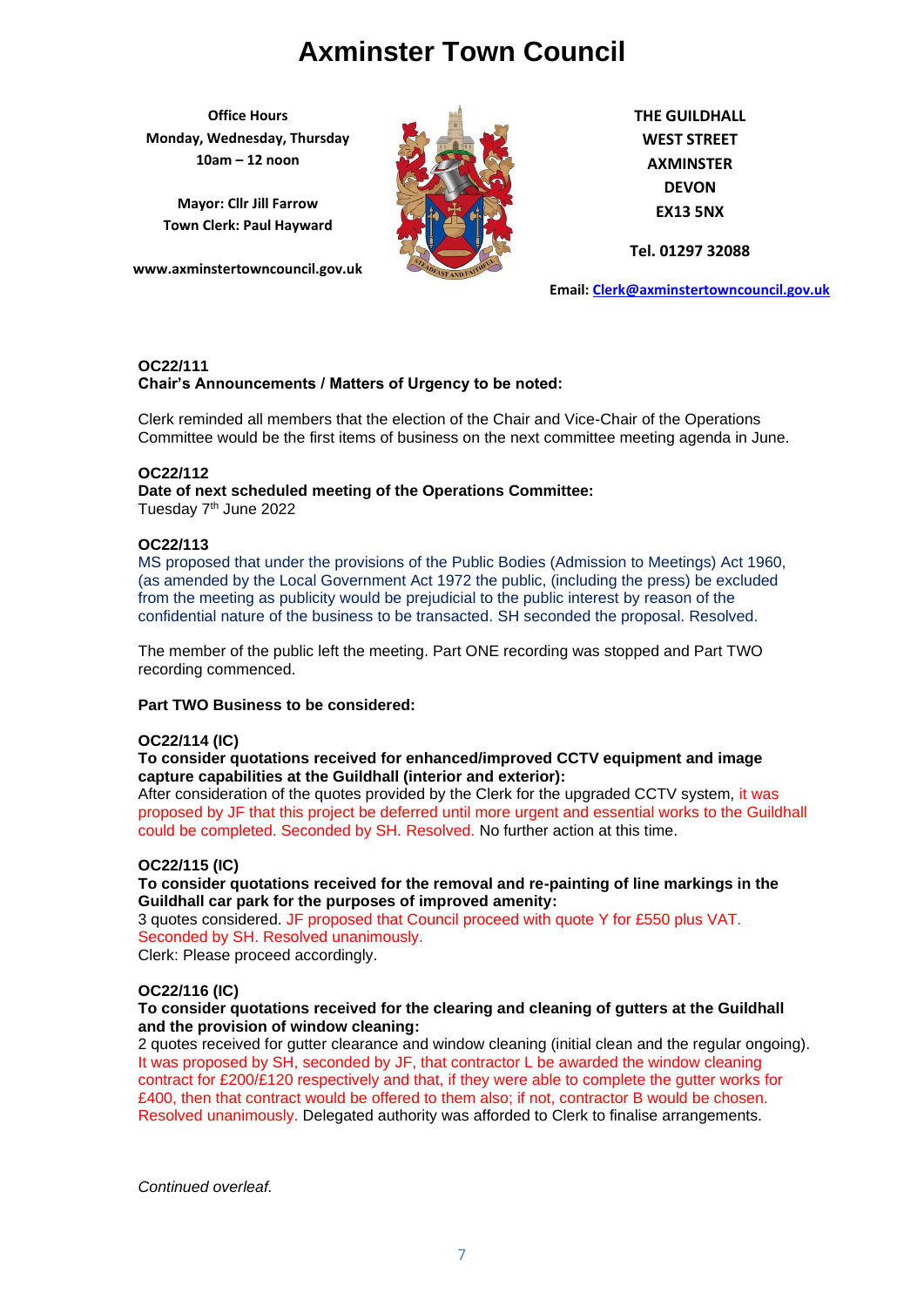# Axminster Town Council

**Office Hours**
**Monday, Wednesday, Thursday**
**10am – 12 noon**

**Mayor: Cllr Jill Farrow**
**Town Clerk: Paul Hayward**

**www.axminstertowncouncil.gov.uk**

**THE GUILDHALL**
**WEST STREET**
**AXMINSTER**
**DEVON**
**EX13 5NX**

**Tel. 01297 32088**

**Email: Clerk@axminstertowncouncil.gov.uk**

**OC22/111**
**Chair's Announcements / Matters of Urgency to be noted:**

Clerk reminded all members that the election of the Chair and Vice-Chair of the Operations Committee would be the first items of business on the next committee meeting agenda in June.

**OC22/112**
**Date of next scheduled meeting of the Operations Committee:**
Tuesday 7th June 2022

**OC22/113**
MS proposed that under the provisions of the Public Bodies (Admission to Meetings) Act 1960, (as amended by the Local Government Act 1972 the public, (including the press) be excluded from the meeting as publicity would be prejudicial to the public interest by reason of the confidential nature of the business to be transacted. SH seconded the proposal. Resolved.

The member of the public left the meeting. Part ONE recording was stopped and Part TWO recording commenced.

**Part TWO Business to be considered:**

**OC22/114 (IC)**
**To consider quotations received for enhanced/improved CCTV equipment and image capture capabilities at the Guildhall (interior and exterior):**
After consideration of the quotes provided by the Clerk for the upgraded CCTV system, it was proposed by JF that this project be deferred until more urgent and essential works to the Guildhall could be completed. Seconded by SH. Resolved. No further action at this time.

**OC22/115 (IC)**
**To consider quotations received for the removal and re-painting of line markings in the Guildhall car park for the purposes of improved amenity:**
3 quotes considered. JF proposed that Council proceed with quote Y for £550 plus VAT. Seconded by SH. Resolved unanimously.
Clerk: Please proceed accordingly.

**OC22/116 (IC)**
**To consider quotations received for the clearing and cleaning of gutters at the Guildhall and the provision of window cleaning:**
2 quotes received for gutter clearance and window cleaning (initial clean and the regular ongoing). It was proposed by SH, seconded by JF, that contractor L be awarded the window cleaning contract for £200/£120 respectively and that, if they were able to complete the gutter works for £400, then that contract would be offered to them also; if not, contractor B would be chosen. Resolved unanimously. Delegated authority was afforded to Clerk to finalise arrangements.

*Continued overleaf.*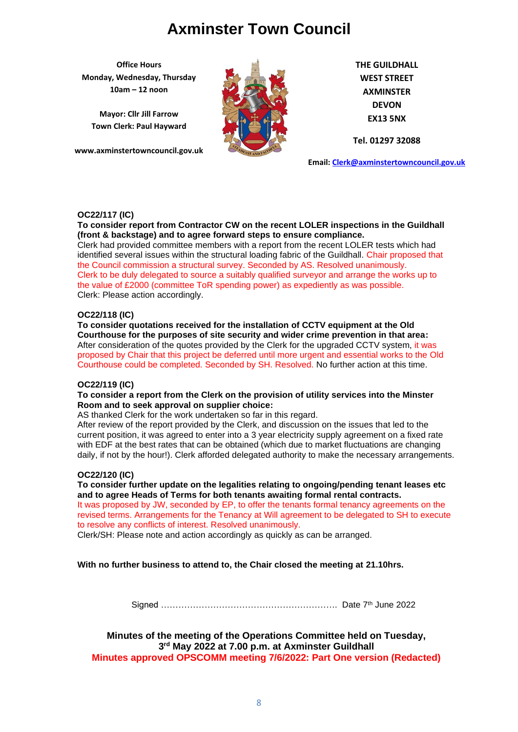# Axminster Town Council

**Office Hours**
**Monday, Wednesday, Thursday**
**10am – 12 noon**

**Mayor: Cllr Jill Farrow**
**Town Clerk: Paul Hayward**

**www.axminstertowncouncil.gov.uk**

**THE GUILDHALL**
**WEST STREET**
**AXMINSTER**
**DEVON**
**EX13 5NX**

**Tel. 01297 32088**

**Email: Clerk@axminstertowncouncil.gov.uk**

**OC22/117 (IC)**

**To consider report from Contractor CW on the recent LOLER inspections in the Guildhall (front & backstage) and to agree forward steps to ensure compliance.**

Clerk had provided committee members with a report from the recent LOLER tests which had identified several issues within the structural loading fabric of the Guildhall. Chair proposed that the Council commission a structural survey. Seconded by AS. Resolved unanimously. Clerk to be duly delegated to source a suitably qualified surveyor and arrange the works up to the value of £2000 (committee ToR spending power) as expediently as was possible.
Clerk: Please action accordingly.

**OC22/118 (IC)**

**To consider quotations received for the installation of CCTV equipment at the Old Courthouse for the purposes of site security and wider crime prevention in that area:**
After consideration of the quotes provided by the Clerk for the upgraded CCTV system, it was proposed by Chair that this project be deferred until more urgent and essential works to the Old Courthouse could be completed. Seconded by SH. Resolved. No further action at this time.

**OC22/119 (IC)**

**To consider a report from the Clerk on the provision of utility services into the Minster Room and to seek approval on supplier choice:**
AS thanked Clerk for the work undertaken so far in this regard.
After review of the report provided by the Clerk, and discussion on the issues that led to the current position, it was agreed to enter into a 3 year electricity supply agreement on a fixed rate with EDF at the best rates that can be obtained (which due to market fluctuations are changing daily, if not by the hour!). Clerk afforded delegated authority to make the necessary arrangements.

**OC22/120 (IC)**

**To consider further update on the legalities relating to ongoing/pending tenant leases etc and to agree Heads of Terms for both tenants awaiting formal rental contracts.**
It was proposed by JW, seconded by EP, to offer the tenants formal tenancy agreements on the revised terms. Arrangements for the Tenancy at Will agreement to be delegated to SH to execute to resolve any conflicts of interest. Resolved unanimously.
Clerk/SH: Please note and action accordingly as quickly as can be arranged.

**With no further business to attend to, the Chair closed the meeting at 21.10hrs.**

Signed ……………………………………………………. Date 7th June 2022

**Minutes of the meeting of the Operations Committee held on Tuesday, 3rd May 2022 at 7.00 p.m. at Axminster Guildhall**
**Minutes approved OPSCOMM meeting 7/6/2022: Part One version (Redacted)**